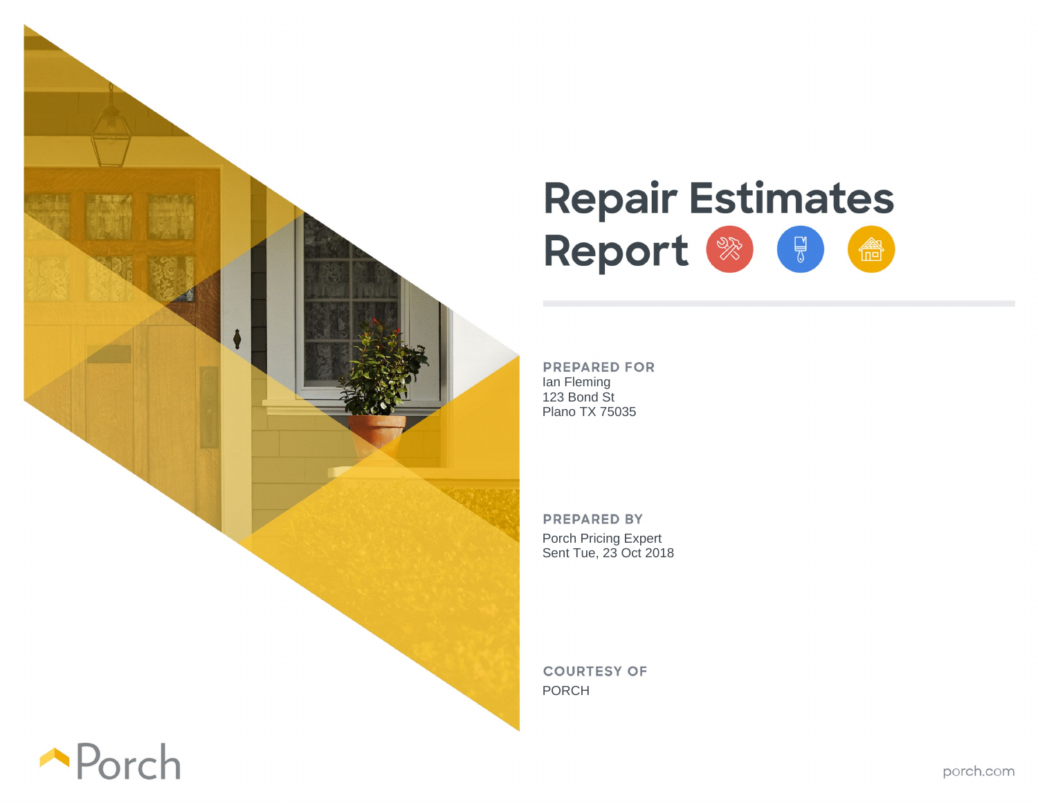# Repair Estimates Report

**PREPARED FOR**
Ian Fleming
123 Bond St
Plano TX 75035

**PREPARED BY**
Porch Pricing Expert
Sent Tue, 23 Oct 2018

**COURTESY OF**
PORCH

Porch

porch.com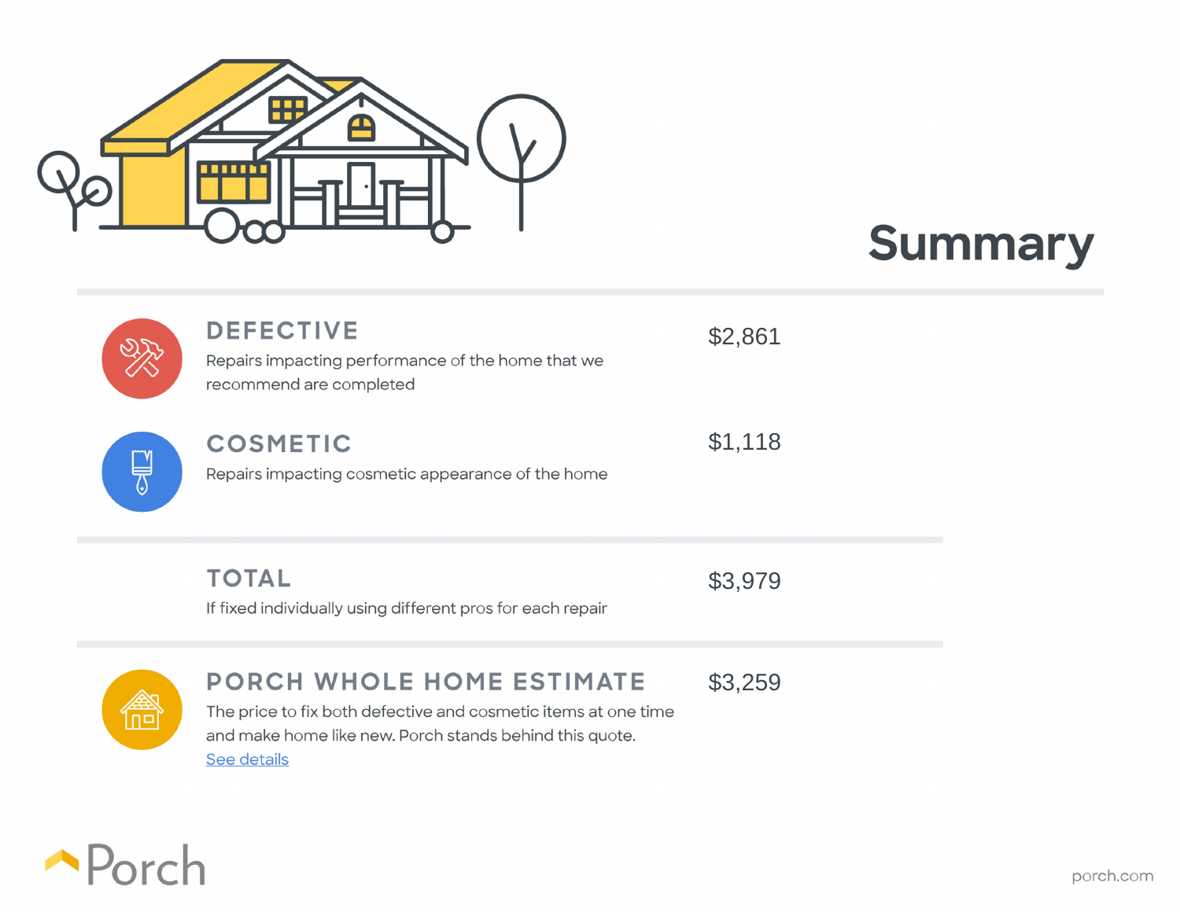# Summary

| | | |
|---|---|---|
| **DEFECTIVE** | Repairs impacting performance of the home that we recommend are completed | $2,861 |
| **COSMETIC** | Repairs impacting cosmetic appearance of the home | $1,118 |
| **TOTAL** | If fixed individually using different pros for each repair | $3,979 |
| **PORCH WHOLE HOME ESTIMATE** | The price to fix both defective and cosmetic items at one time and make home like new. Porch stands behind this quote. See details | $3,259 |

Porch

porch.com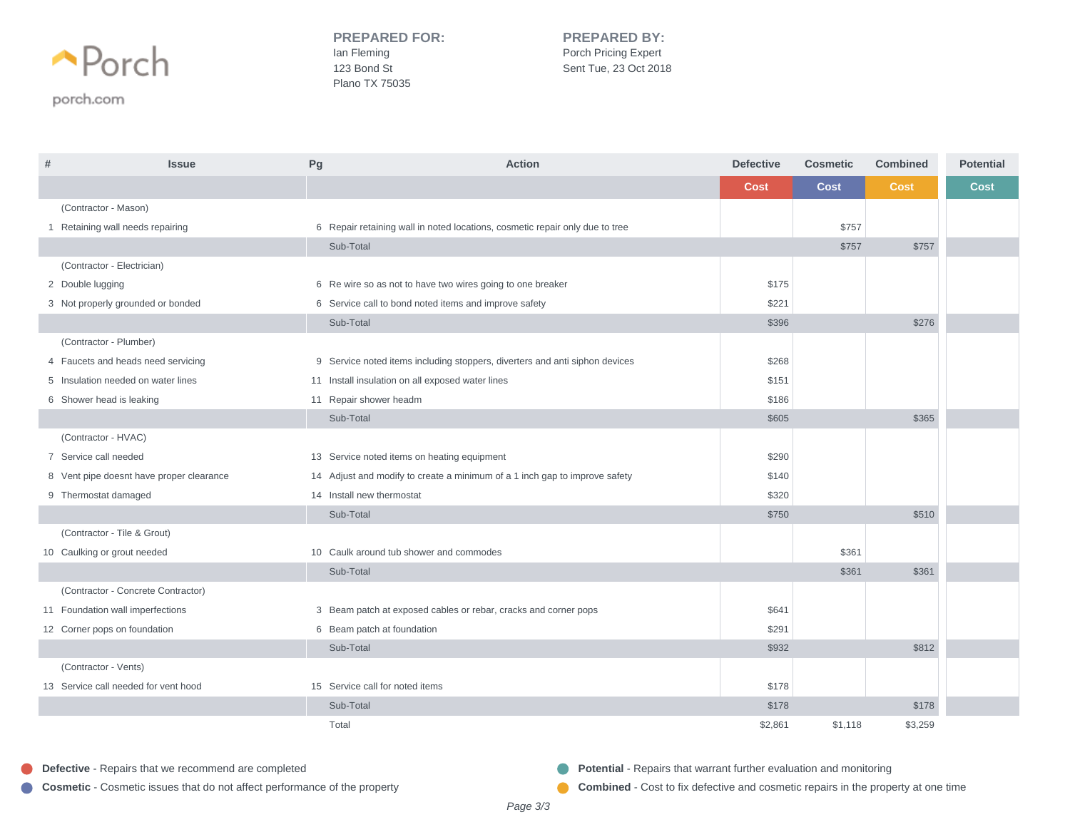Porch

porch.com

**PREPARED FOR:**
Ian Fleming
123 Bond St
Plano TX 75035

**PREPARED BY:**
Porch Pricing Expert
Sent Tue, 23 Oct 2018

| # | Issue | Pg | Action | Defective Cost | Cosmetic Cost | Combined Cost | Potential Cost |
|---|---|---|---|---|---|---|---|
| | (Contractor - Mason) | | | | | | |
| 1 | Retaining wall needs repairing | 6 | Repair retaining wall in noted locations, cosmetic repair only due to tree | | $757 | | |
| | | | Sub-Total | | $757 | $757 | |
| | (Contractor - Electrician) | | | | | | |
| 2 | Double lugging | 6 | Re wire so as not to have two wires going to one breaker | $175 | | | |
| 3 | Not properly grounded or bonded | 6 | Service call to bond noted items and improve safety | $221 | | | |
| | | | Sub-Total | $396 | | $276 | |
| | (Contractor - Plumber) | | | | | | |
| 4 | Faucets and heads need servicing | 9 | Service noted items including stoppers, diverters and anti siphon devices | $268 | | | |
| 5 | Insulation needed on water lines | 11 | Install insulation on all exposed water lines | $151 | | | |
| 6 | Shower head is leaking | 11 | Repair shower headm | $186 | | | |
| | | | Sub-Total | $605 | | $365 | |
| | (Contractor - HVAC) | | | | | | |
| 7 | Service call needed | 13 | Service noted items on heating equipment | $290 | | | |
| 8 | Vent pipe doesnt have proper clearance | 14 | Adjust and modify to create a minimum of a 1 inch gap to improve safety | $140 | | | |
| 9 | Thermostat damaged | 14 | Install new thermostat | $320 | | | |
| | | | Sub-Total | $750 | | $510 | |
| | (Contractor - Tile & Grout) | | | | | | |
| 10 | Caulking or grout needed | 10 | Caulk around tub shower and commodes | | $361 | | |
| | | | Sub-Total | | $361 | $361 | |
| | (Contractor - Concrete Contractor) | | | | | | |
| 11 | Foundation wall imperfections | 3 | Beam patch at exposed cables or rebar, cracks and corner pops | $641 | | | |
| 12 | Corner pops on foundation | 6 | Beam patch at foundation | $291 | | | |
| | | | Sub-Total | $932 | | $812 | |
| | (Contractor - Vents) | | | | | | |
| 13 | Service call needed for vent hood | 15 | Service call for noted items | $178 | | | |
| | | | Sub-Total | $178 | | $178 | |
| | | | Total | $2,861 | $1,118 | $3,259 | |

**Defective** - Repairs that we recommend are completed

**Cosmetic** - Cosmetic issues that do not affect performance of the property

**Potential** - Repairs that warrant further evaluation and monitoring

**Combined** - Cost to fix defective and cosmetic repairs in the property at one time